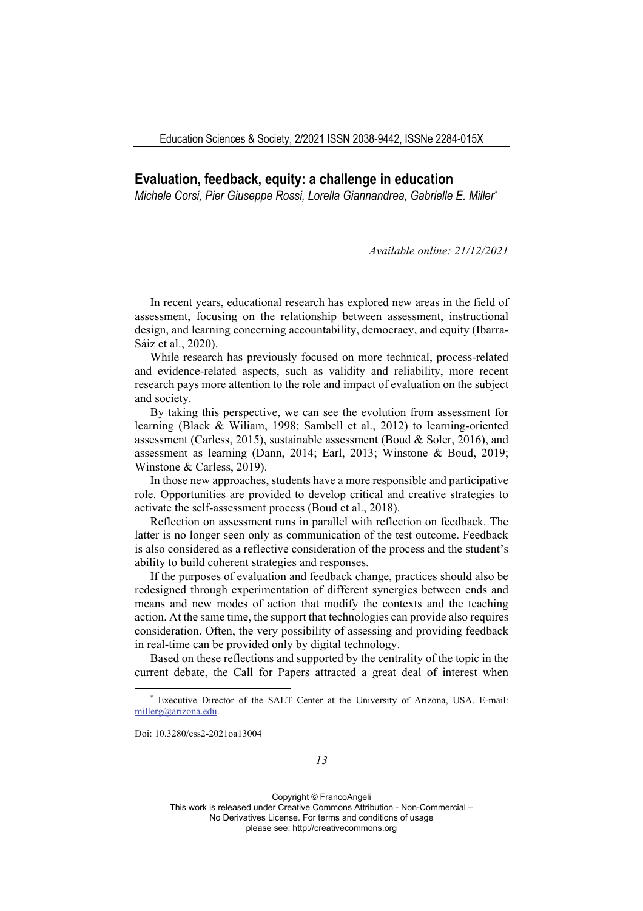# Evaluation, feedback, equity: a challenge in education

*Michele Corsi, Pier Giuseppe Rossi, Lorella Giannandrea, Gabrielle E. Miller*[*]

*Available online: 21/12/2021*

In recent years, educational research has explored new areas in the field of assessment, focusing on the relationship between assessment, instructional design, and learning concerning accountability, democracy, and equity (Ibarra-Sáiz et al., 2020).

While research has previously focused on more technical, process-related and evidence-related aspects, such as validity and reliability, more recent research pays more attention to the role and impact of evaluation on the subject and society.

By taking this perspective, we can see the evolution from assessment for learning (Black & Wiliam, 1998; Sambell et al., 2012) to learning-oriented assessment (Carless, 2015), sustainable assessment (Boud & Soler, 2016), and assessment as learning (Dann, 2014; Earl, 2013; Winstone & Boud, 2019; Winstone & Carless, 2019).

In those new approaches, students have a more responsible and participative role. Opportunities are provided to develop critical and creative strategies to activate the self-assessment process (Boud et al., 2018).

Reflection on assessment runs in parallel with reflection on feedback. The latter is no longer seen only as communication of the test outcome. Feedback is also considered as a reflective consideration of the process and the student's ability to build coherent strategies and responses.

If the purposes of evaluation and feedback change, practices should also be redesigned through experimentation of different synergies between ends and means and new modes of action that modify the contexts and the teaching action. At the same time, the support that technologies can provide also requires consideration. Often, the very possibility of assessing and providing feedback in real-time can be provided only by digital technology.

Based on these reflections and supported by the centrality of the topic in the current debate, the Call for Papers attracted a great deal of interest when

[*] Executive Director of the SALT Center at the University of Arizona, USA. E-mail: millerg@arizona.edu.

Doi: 10.3280/ess2-2021oa13004

Copyright © FrancoAngeli
This work is released under Creative Commons Attribution - Non-Commercial – No Derivatives License. For terms and conditions of usage please see: http://creativecommons.org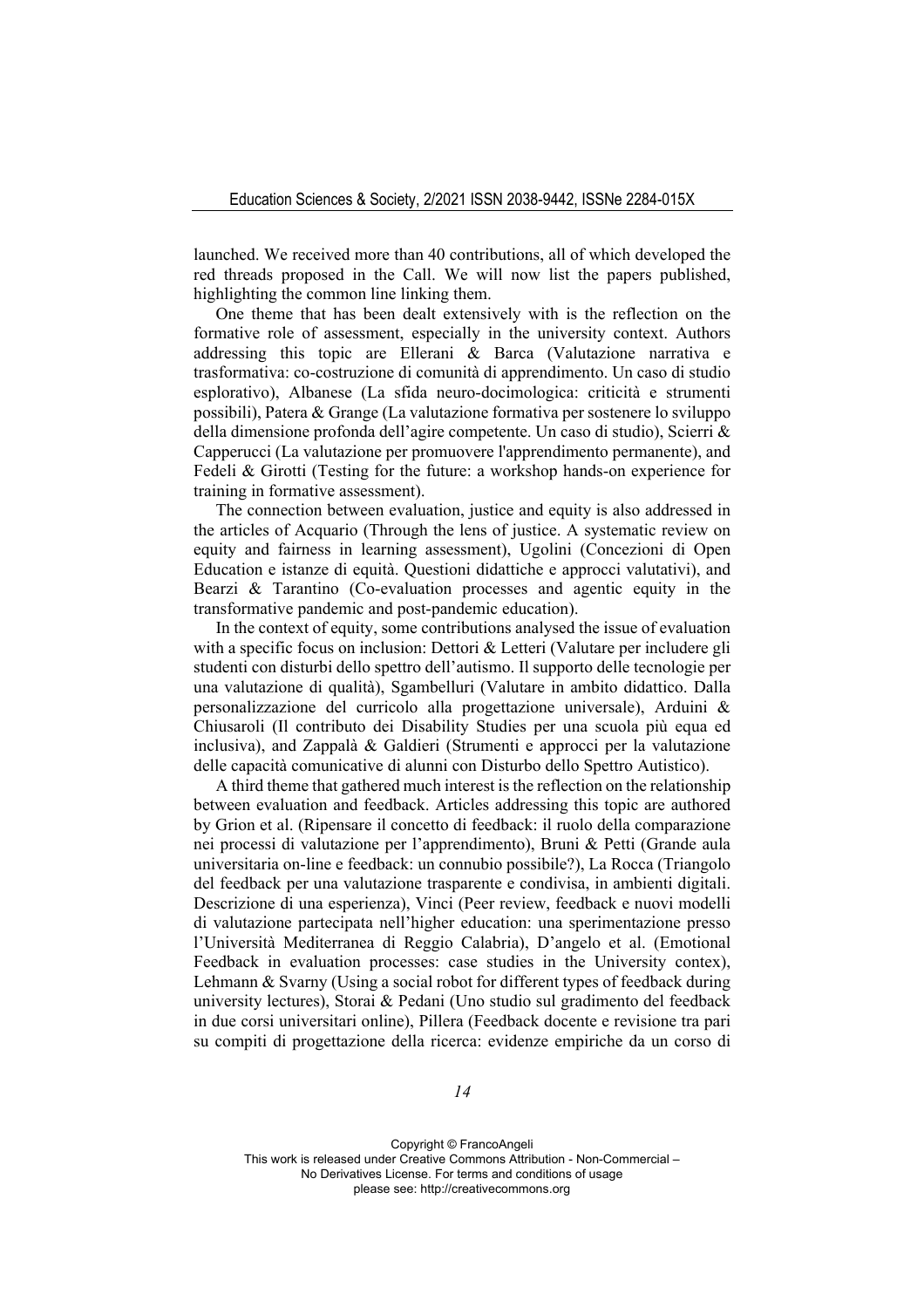launched. We received more than 40 contributions, all of which developed the red threads proposed in the Call. We will now list the papers published, highlighting the common line linking them.

One theme that has been dealt extensively with is the reflection on the formative role of assessment, especially in the university context. Authors addressing this topic are Ellerani & Barca (Valutazione narrativa e trasformativa: co-costruzione di comunità di apprendimento. Un caso di studio esplorativo), Albanese (La sfida neuro-docimologica: criticità e strumenti possibili), Patera & Grange (La valutazione formativa per sostenere lo sviluppo della dimensione profonda dell'agire competente. Un caso di studio), Scierri & Capperucci (La valutazione per promuovere l'apprendimento permanente), and Fedeli & Girotti (Testing for the future: a workshop hands-on experience for training in formative assessment).

The connection between evaluation, justice and equity is also addressed in the articles of Acquario (Through the lens of justice. A systematic review on equity and fairness in learning assessment), Ugolini (Concezioni di Open Education e istanze di equità. Questioni didattiche e approcci valutativi), and Bearzi & Tarantino (Co-evaluation processes and agentic equity in the transformative pandemic and post-pandemic education).

In the context of equity, some contributions analysed the issue of evaluation with a specific focus on inclusion: Dettori & Letteri (Valutare per includere gli studenti con disturbi dello spettro dell'autismo. Il supporto delle tecnologie per una valutazione di qualità), Sgambelluri (Valutare in ambito didattico. Dalla personalizzazione del curricolo alla progettazione universale), Arduini & Chiusaroli (Il contributo dei Disability Studies per una scuola più equa ed inclusiva), and Zappalà & Galdieri (Strumenti e approcci per la valutazione delle capacità comunicative di alunni con Disturbo dello Spettro Autistico).

A third theme that gathered much interest is the reflection on the relationship between evaluation and feedback. Articles addressing this topic are authored by Grion et al. (Ripensare il concetto di feedback: il ruolo della comparazione nei processi di valutazione per l'apprendimento), Bruni & Petti (Grande aula universitaria on-line e feedback: un connubio possibile?), La Rocca (Triangolo del feedback per una valutazione trasparente e condivisa, in ambienti digitali. Descrizione di una esperienza), Vinci (Peer review, feedback e nuovi modelli di valutazione partecipata nell'higher education: una sperimentazione presso l'Università Mediterranea di Reggio Calabria), D'angelo et al. (Emotional Feedback in evaluation processes: case studies in the University contex), Lehmann & Svarny (Using a social robot for different types of feedback during university lectures), Storai & Pedani (Uno studio sul gradimento del feedback in due corsi universitari online), Pillera (Feedback docente e revisione tra pari su compiti di progettazione della ricerca: evidenze empiriche da un corso di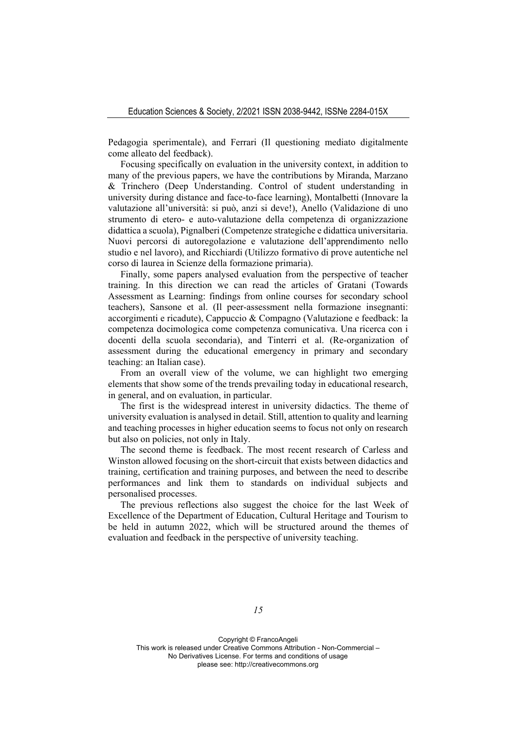Pedagogia sperimentale), and Ferrari (Il questioning mediato digitalmente come alleato del feedback).

Focusing specifically on evaluation in the university context, in addition to many of the previous papers, we have the contributions by Miranda, Marzano & Trinchero (Deep Understanding. Control of student understanding in university during distance and face-to-face learning), Montalbetti (Innovare la valutazione all'università: si può, anzi si deve!), Anello (Validazione di uno strumento di etero- e auto-valutazione della competenza di organizzazione didattica a scuola), Pignalberi (Competenze strategiche e didattica universitaria. Nuovi percorsi di autoregolazione e valutazione dell'apprendimento nello studio e nel lavoro), and Ricchiardi (Utilizzo formativo di prove autentiche nel corso di laurea in Scienze della formazione primaria).

Finally, some papers analysed evaluation from the perspective of teacher training. In this direction we can read the articles of Gratani (Towards Assessment as Learning: findings from online courses for secondary school teachers), Sansone et al. (Il peer-assessment nella formazione insegnanti: accorgimenti e ricadute), Cappuccio & Compagno (Valutazione e feedback: la competenza docimologica come competenza comunicativa. Una ricerca con i docenti della scuola secondaria), and Tinterri et al. (Re-organization of assessment during the educational emergency in primary and secondary teaching: an Italian case).

From an overall view of the volume, we can highlight two emerging elements that show some of the trends prevailing today in educational research, in general, and on evaluation, in particular.

The first is the widespread interest in university didactics. The theme of university evaluation is analysed in detail. Still, attention to quality and learning and teaching processes in higher education seems to focus not only on research but also on policies, not only in Italy.

The second theme is feedback. The most recent research of Carless and Winston allowed focusing on the short-circuit that exists between didactics and training, certification and training purposes, and between the need to describe performances and link them to standards on individual subjects and personalised processes.

The previous reflections also suggest the choice for the last Week of Excellence of the Department of Education, Cultural Heritage and Tourism to be held in autumn 2022, which will be structured around the themes of evaluation and feedback in the perspective of university teaching.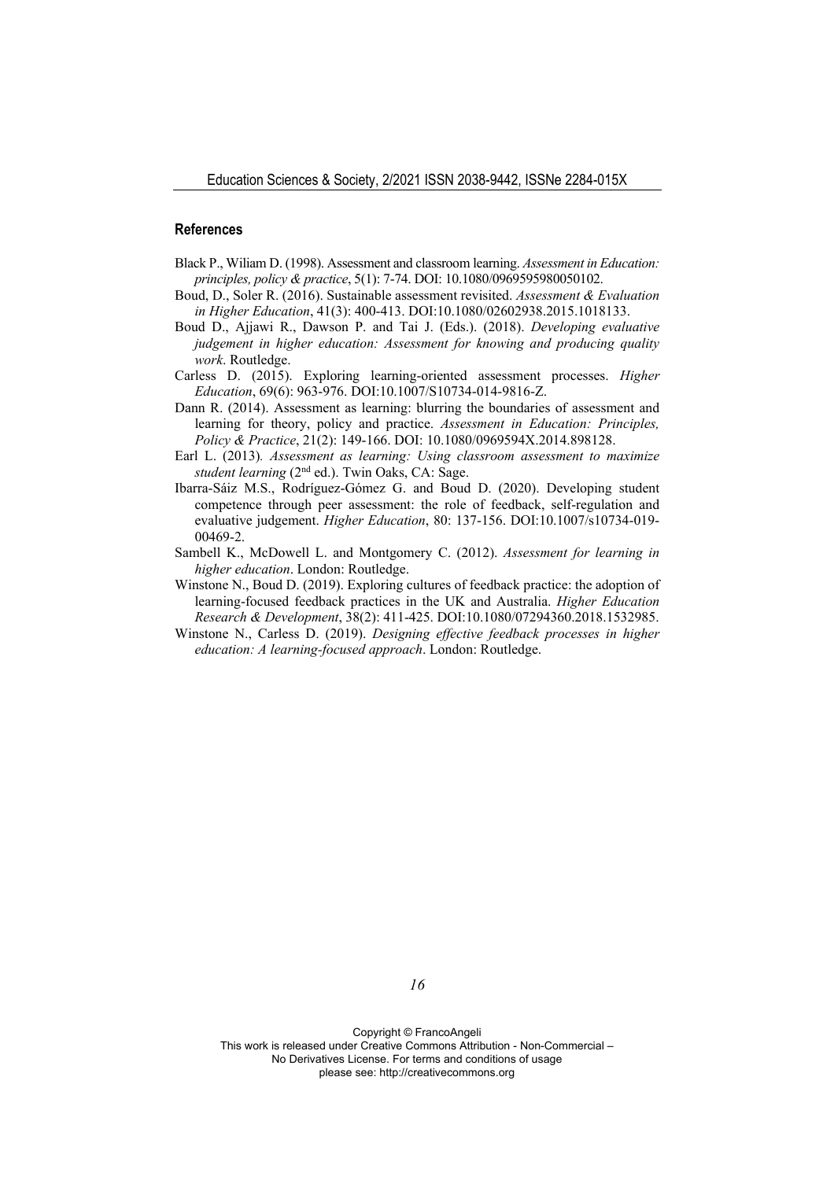## References

Black P., Wiliam D. (1998). Assessment and classroom learning. *Assessment in Education: principles, policy & practice*, 5(1): 7-74. DOI: 10.1080/0969595980050102.

Boud, D., Soler R. (2016). Sustainable assessment revisited. *Assessment & Evaluation in Higher Education*, 41(3): 400-413. DOI:10.1080/02602938.2015.1018133.

Boud D., Ajjawi R., Dawson P. and Tai J. (Eds.). (2018). *Developing evaluative judgement in higher education: Assessment for knowing and producing quality work*. Routledge.

Carless D. (2015). Exploring learning-oriented assessment processes. *Higher Education*, 69(6): 963-976. DOI:10.1007/S10734-014-9816-Z.

Dann R. (2014). Assessment as learning: blurring the boundaries of assessment and learning for theory, policy and practice. *Assessment in Education: Principles, Policy & Practice*, 21(2): 149-166. DOI: 10.1080/0969594X.2014.898128.

Earl L. (2013). *Assessment as learning: Using classroom assessment to maximize student learning* (2nd ed.). Twin Oaks, CA: Sage.

Ibarra-Sáiz M.S., Rodríguez-Gómez G. and Boud D. (2020). Developing student competence through peer assessment: the role of feedback, self-regulation and evaluative judgement. *Higher Education*, 80: 137-156. DOI:10.1007/s10734-019-00469-2.

Sambell K., McDowell L. and Montgomery C. (2012). *Assessment for learning in higher education*. London: Routledge.

Winstone N., Boud D. (2019). Exploring cultures of feedback practice: the adoption of learning-focused feedback practices in the UK and Australia. *Higher Education Research & Development*, 38(2): 411-425. DOI:10.1080/07294360.2018.1532985.

Winstone N., Carless D. (2019). *Designing effective feedback processes in higher education: A learning-focused approach*. London: Routledge.

Copyright © FrancoAngeli
This work is released under Creative Commons Attribution - Non-Commercial – No Derivatives License. For terms and conditions of usage please see: http://creativecommons.org